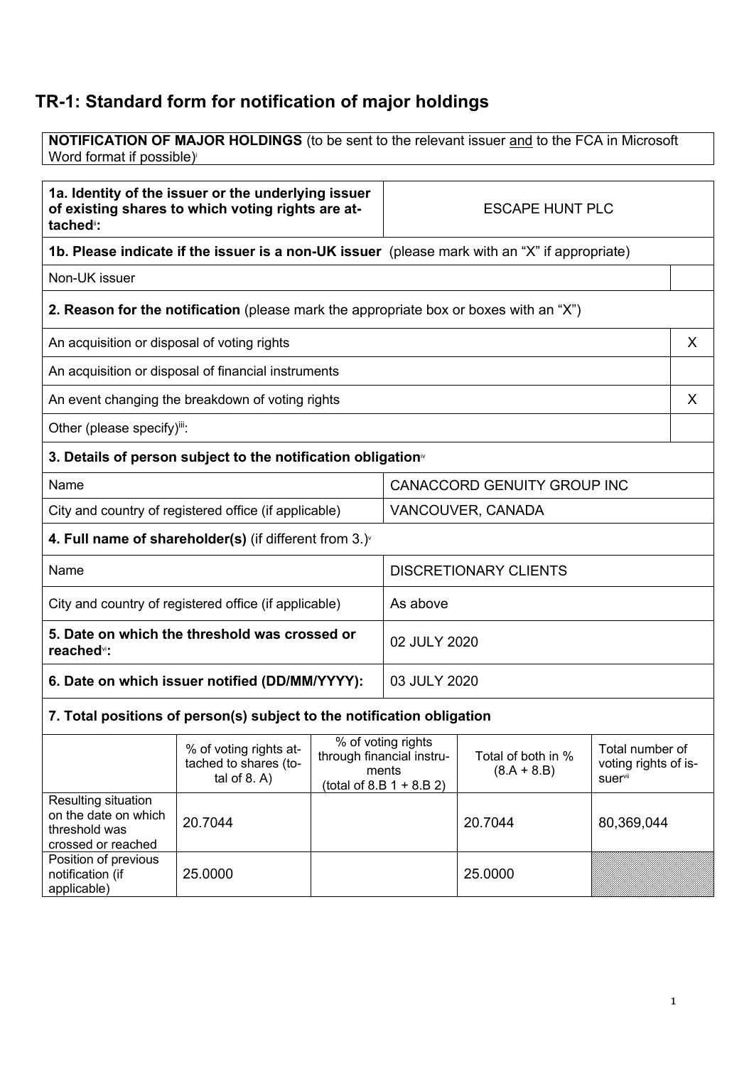# TR-1: Standard form for notification of major holdings

| **NOTIFICATION OF MAJOR HOLDINGS** (to be sent to the relevant issuer and to the FCA in Microsoft Word format if possible)[i] |
|---|

| | |
|---|---|
| **1a. Identity of the issuer or the underlying issuer of existing shares to which voting rights are attached**[ii]**:** | ESCAPE HUNT PLC |

**1b. Please indicate if the issuer is a non-UK issuer** (please mark with an "X" if appropriate)

| | |
|---|---|
| Non-UK issuer | |

**2. Reason for the notification** (please mark the appropriate box or boxes with an "X")

| | |
|---|---|
| An acquisition or disposal of voting rights | X |
| An acquisition or disposal of financial instruments | |
| An event changing the breakdown of voting rights | X |
| Other (please specify)[iii]: | |

**3. Details of person subject to the notification obligation**[iv]

| | |
|---|---|
| Name | CANACCORD GENUITY GROUP INC |
| City and country of registered office (if applicable) | VANCOUVER, CANADA |

**4. Full name of shareholder(s)** (if different from 3.)[v]

| | |
|---|---|
| Name | DISCRETIONARY CLIENTS |
| City and country of registered office (if applicable) | As above |
| **5. Date on which the threshold was crossed or reached**[vi]**:** | 02 JULY 2020 |
| **6. Date on which issuer notified (DD/MM/YYYY):** | 03 JULY 2020 |

**7. Total positions of person(s) subject to the notification obligation**

| | % of voting rights attached to shares (total of 8. A) | % of voting rights through financial instruments (total of 8.B 1 + 8.B 2) | Total of both in % (8.A + 8.B) | Total number of voting rights of issuer[vii] |
|---|---|---|---|---|
| Resulting situation on the date on which threshold was crossed or reached | 20.7044 | | 20.7044 | 80,369,044 |
| Position of previous notification (if applicable) | 25.0000 | | 25.0000 | |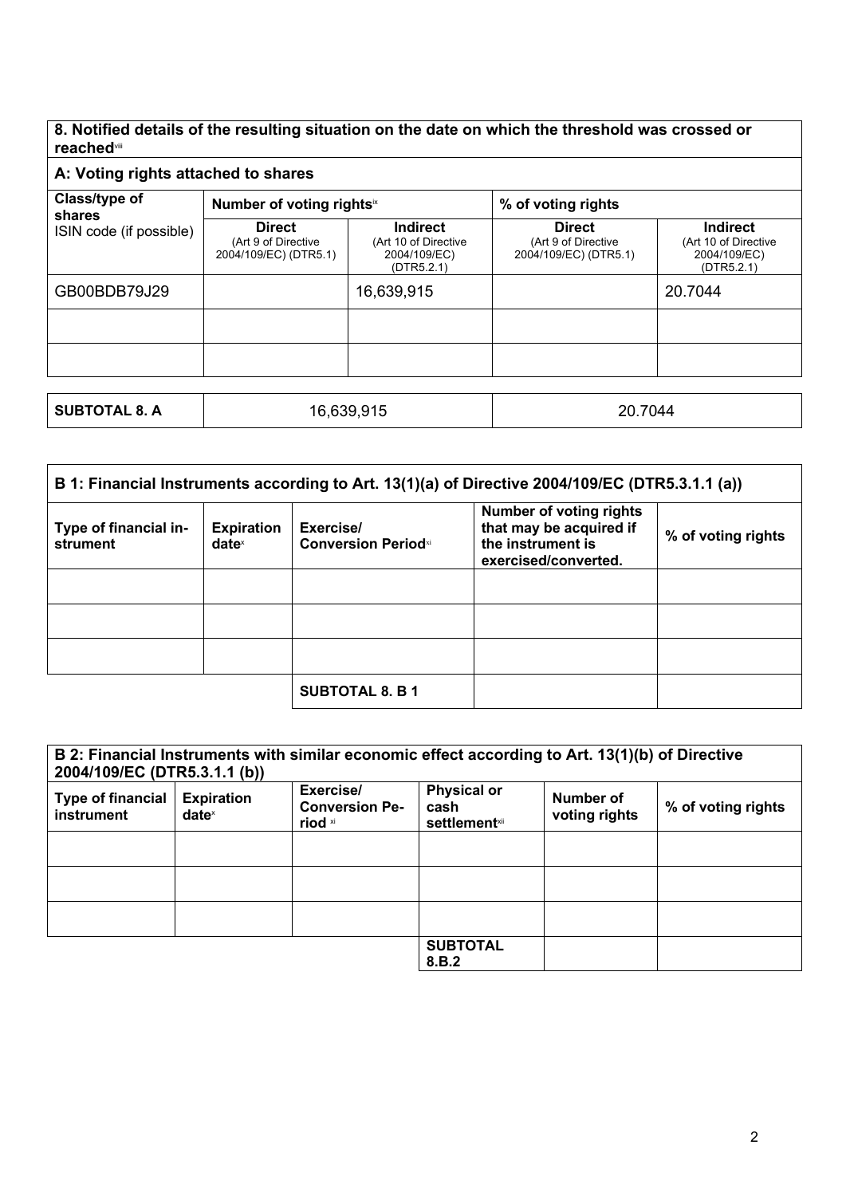## 8. Notified details of the resulting situation on the date on which the threshold was crossed or reached[viii]

### A: Voting rights attached to shares

| Class/type of shares ISIN code (if possible) | Number of voting rights[ix] | | % of voting rights | |
|---|---|---|---|---|
| | Direct (Art 9 of Directive 2004/109/EC) (DTR5.1) | Indirect (Art 10 of Directive 2004/109/EC) (DTR5.2.1) | Direct (Art 9 of Directive 2004/109/EC) (DTR5.1) | Indirect (Art 10 of Directive 2004/109/EC) (DTR5.2.1) |
| GB00BDB79J29 | | 16,639,915 | | 20.7044 |
| | | | | |
| | | | | |
| **SUBTOTAL 8. A** | 16,639,915 | | 20.7044 | |

### B 1: Financial Instruments according to Art. 13(1)(a) of Directive 2004/109/EC (DTR5.3.1.1 (a))

| Type of financial instrument | Expiration date[x] | Exercise/ Conversion Period[xi] | Number of voting rights that may be acquired if the instrument is exercised/converted. | % of voting rights |
|---|---|---|---|---|
| | | | | |
| | | | | |
| | | | | |
| | | **SUBTOTAL 8. B 1** | | |

### B 2: Financial Instruments with similar economic effect according to Art. 13(1)(b) of Directive 2004/109/EC (DTR5.3.1.1 (b))

| Type of financial instrument | Expiration date[x] | Exercise/ Conversion Period [xi] | Physical or cash settlement[xii] | Number of voting rights | % of voting rights |
|---|---|---|---|---|---|
| | | | | | |
| | | | | | |
| | | | | | |
| | | | **SUBTOTAL 8.B.2** | | |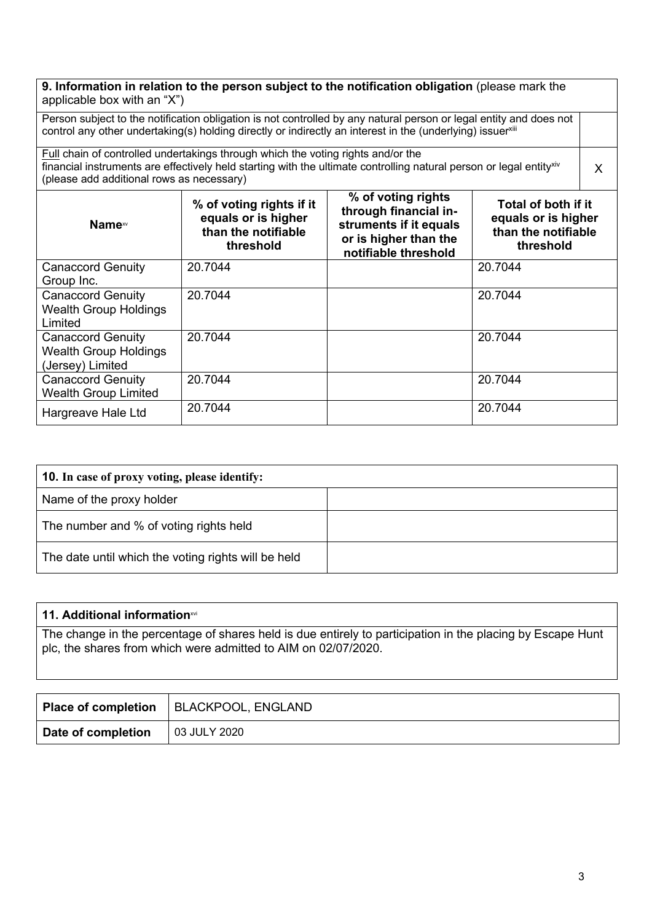**9. Information in relation to the person subject to the notification obligation** (please mark the applicable box with an "X")

| | |
|---|---|
| Person subject to the notification obligation is not controlled by any natural person or legal entity and does not control any other undertaking(s) holding directly or indirectly an interest in the (underlying) issuer[xiii] | |
| Full chain of controlled undertakings through which the voting rights and/or the financial instruments are effectively held starting with the ultimate controlling natural person or legal entity[xiv] (please add additional rows as necessary) | X |

| Name[xv] | % of voting rights if it equals or is higher than the notifiable threshold | % of voting rights through financial instruments if it equals or is higher than the notifiable threshold | Total of both if it equals or is higher than the notifiable threshold |
|---|---|---|---|
| Canaccord Genuity Group Inc. | 20.7044 | | 20.7044 |
| Canaccord Genuity Wealth Group Holdings Limited | 20.7044 | | 20.7044 |
| Canaccord Genuity Wealth Group Holdings (Jersey) Limited | 20.7044 | | 20.7044 |
| Canaccord Genuity Wealth Group Limited | 20.7044 | | 20.7044 |
| Hargreave Hale Ltd | 20.7044 | | 20.7044 |

| **10. In case of proxy voting, please identify:** | |
|---|---|
| Name of the proxy holder | |
| The number and % of voting rights held | |
| The date until which the voting rights will be held | |

**11. Additional information**[xvi]

The change in the percentage of shares held is due entirely to participation in the placing by Escape Hunt plc, the shares from which were admitted to AIM on 02/07/2020.

| | |
|---|---|
| **Place of completion** | BLACKPOOL, ENGLAND |
| **Date of completion** | 03 JULY 2020 |